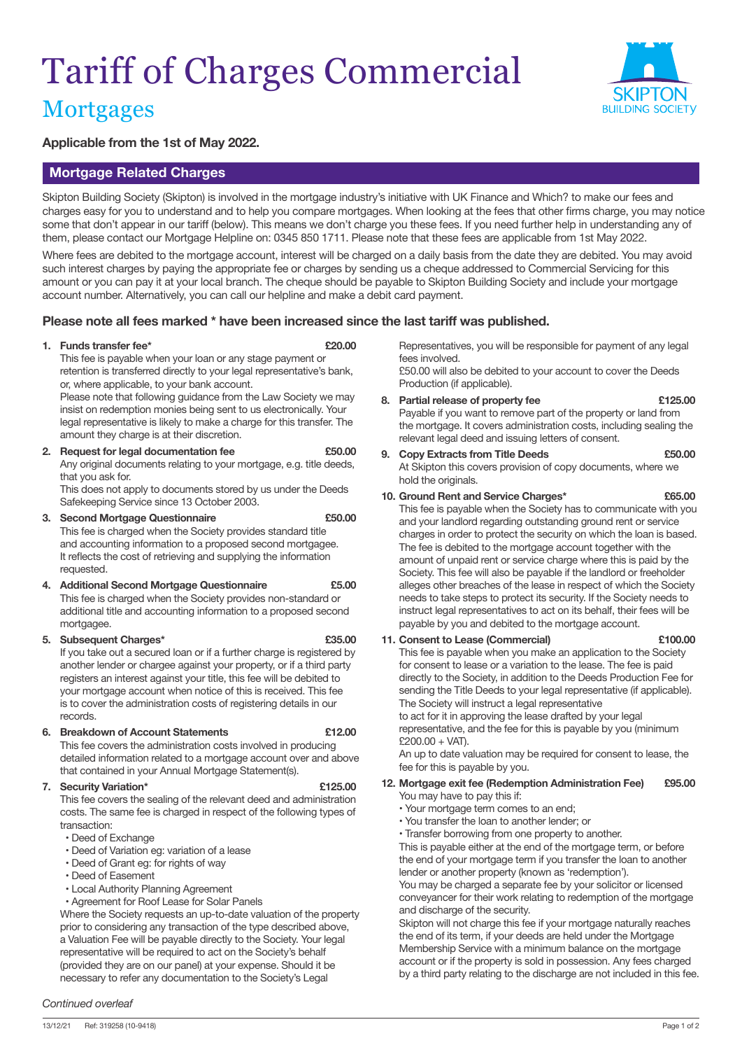# Tariff of Charges Commercial

## Mortgages

**Applicable from the 1st of May 2022.**

## Mortgage Related Charges

Skipton Building Society (Skipton) is involved in the mortgage industry's initiative with UK Finance and Which? to make our fees and charges easy for you to understand and to help you compare mortgages. When looking at the fees that other firms charge, you may notice some that don't appear in our tariff (below). This means we don't charge you these fees. If you need further help in understanding any of them, please contact our Mortgage Helpline on: 0345 850 1711. Please note that these fees are applicable from 1st May 2022.

Where fees are debited to the mortgage account, interest will be charged on a daily basis from the date they are debited. You may avoid such interest charges by paying the appropriate fee or charges by sending us a cheque addressed to Commercial Servicing for this amount or you can pay it at your local branch. The cheque should be payable to Skipton Building Society and include your mortgage account number. Alternatively, you can call our helpline and make a debit card payment.

### Please note all fees marked * have been increased since the last tariff was published.

1. **Funds transfer fee* — £20.00**
   This fee is payable when your loan or any stage payment or retention is transferred directly to your legal representative's bank, or, where applicable, to your bank account.
   Please note that following guidance from the Law Society we may insist on redemption monies being sent to us electronically. Your legal representative is likely to make a charge for this transfer. The amount they charge is at their discretion.

2. **Request for legal documentation fee — £50.00**
   Any original documents relating to your mortgage, e.g. title deeds, that you ask for.
   This does not apply to documents stored by us under the Deeds Safekeeping Service since 13 October 2003.

3. **Second Mortgage Questionnaire — £50.00**
   This fee is charged when the Society provides standard title and accounting information to a proposed second mortgagee. It reflects the cost of retrieving and supplying the information requested.

4. **Additional Second Mortgage Questionnaire — £5.00**
   This fee is charged when the Society provides non-standard or additional title and accounting information to a proposed second mortgagee.

5. **Subsequent Charges* — £35.00**
   If you take out a secured loan or if a further charge is registered by another lender or chargee against your property, or if a third party registers an interest against your title, this fee will be debited to your mortgage account when notice of this is received. This fee is to cover the administration costs of registering details in our records.

6. **Breakdown of Account Statements — £12.00**
   This fee covers the administration costs involved in producing detailed information related to a mortgage account over and above that contained in your Annual Mortgage Statement(s).

7. **Security Variation* — £125.00**
   This fee covers the sealing of the relevant deed and administration costs. The same fee is charged in respect of the following types of transaction:
   - Deed of Exchange
   - Deed of Variation eg: variation of a lease
   - Deed of Grant eg: for rights of way
   - Deed of Easement
   - Local Authority Planning Agreement
   - Agreement for Roof Lease for Solar Panels

   Where the Society requests an up-to-date valuation of the property prior to considering any transaction of the type described above, a Valuation Fee will be payable directly to the Society. Your legal representative will be required to act on the Society's behalf (provided they are on our panel) at your expense. Should it be necessary to refer any documentation to the Society's Legal Representatives, you will be responsible for payment of any legal fees involved.
   £50.00 will also be debited to your account to cover the Deeds Production (if applicable).

8. **Partial release of property fee — £125.00**
   Payable if you want to remove part of the property or land from the mortgage. It covers administration costs, including sealing the relevant legal deed and issuing letters of consent.

9. **Copy Extracts from Title Deeds — £50.00**
   At Skipton this covers provision of copy documents, where we hold the originals.

10. **Ground Rent and Service Charges* — £65.00**
    This fee is payable when the Society has to communicate with you and your landlord regarding outstanding ground rent or service charges in order to protect the security on which the loan is based. The fee is debited to the mortgage account together with the amount of unpaid rent or service charge where this is paid by the Society. This fee will also be payable if the landlord or freeholder alleges other breaches of the lease in respect of which the Society needs to take steps to protect its security. If the Society needs to instruct legal representatives to act on its behalf, their fees will be payable by you and debited to the mortgage account.

11. **Consent to Lease (Commercial) — £100.00**
    This fee is payable when you make an application to the Society for consent to lease or a variation to the lease. The fee is paid directly to the Society, in addition to the Deeds Production Fee for sending the Title Deeds to your legal representative (if applicable). The Society will instruct a legal representative to act for it in approving the lease drafted by your legal representative, and the fee for this is payable by you (minimum £200.00 + VAT).
    An up to date valuation may be required for consent to lease, the fee for this is payable by you.

12. **Mortgage exit fee (Redemption Administration Fee) — £95.00**
    You may have to pay this if:
    - Your mortgage term comes to an end;
    - You transfer the loan to another lender; or
    - Transfer borrowing from one property to another.

    This is payable either at the end of the mortgage term, or before the end of your mortgage term if you transfer the loan to another lender or another property (known as 'redemption').
    You may be charged a separate fee by your solicitor or licensed conveyancer for their work relating to redemption of the mortgage and discharge of the security.
    Skipton will not charge this fee if your mortgage naturally reaches the end of its term, if your deeds are held under the Mortgage Membership Service with a minimum balance on the mortgage account or if the property is sold in possession. Any fees charged by a third party relating to the discharge are not included in this fee.

*Continued overleaf*

13/12/21 Ref: 319258 (10-9418)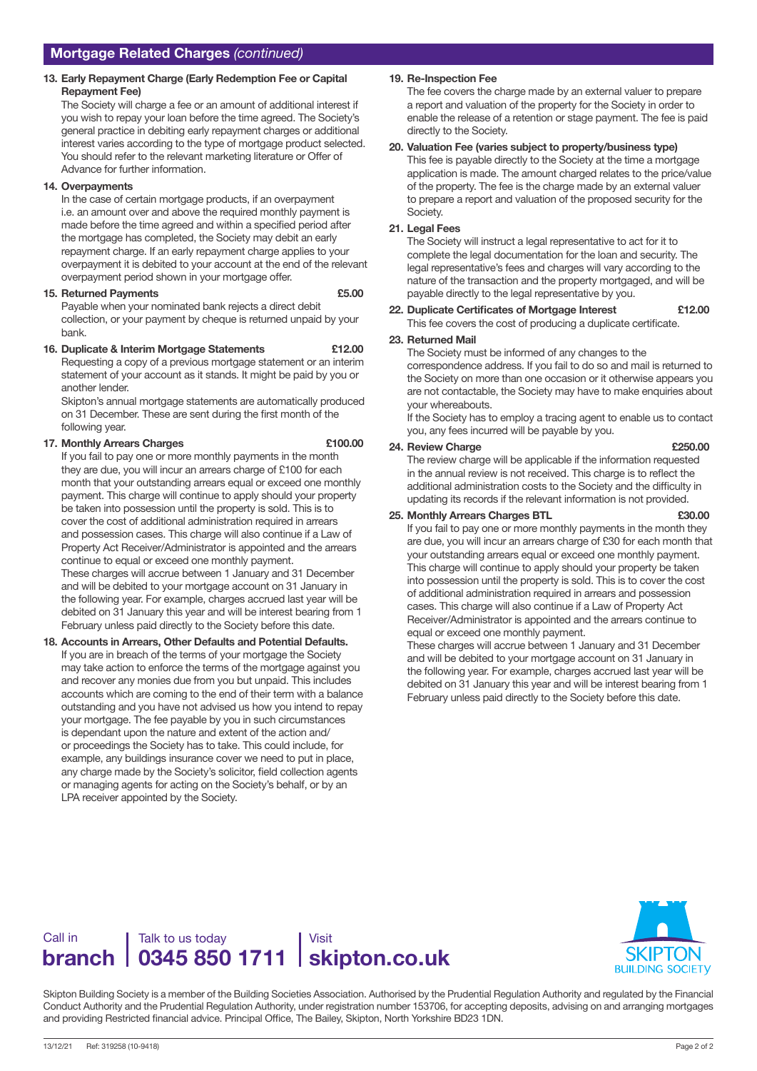## Mortgage Related Charges *(continued)*

**13. Early Repayment Charge (Early Redemption Fee or Capital Repayment Fee)**

The Society will charge a fee or an amount of additional interest if you wish to repay your loan before the time agreed. The Society's general practice in debiting early repayment charges or additional interest varies according to the type of mortgage product selected. You should refer to the relevant marketing literature or Offer of Advance for further information.

**14. Overpayments**

In the case of certain mortgage products, if an overpayment i.e. an amount over and above the required monthly payment is made before the time agreed and within a specified period after the mortgage has completed, the Society may debit an early repayment charge. If an early repayment charge applies to your overpayment it is debited to your account at the end of the relevant overpayment period shown in your mortgage offer.

**15. Returned Payments** **£5.00**

Payable when your nominated bank rejects a direct debit collection, or your payment by cheque is returned unpaid by your bank.

**16. Duplicate & Interim Mortgage Statements** **£12.00**

Requesting a copy of a previous mortgage statement or an interim statement of your account as it stands. It might be paid by you or another lender.

Skipton's annual mortgage statements are automatically produced on 31 December. These are sent during the first month of the following year.

**17. Monthly Arrears Charges** **£100.00**

If you fail to pay one or more monthly payments in the month they are due, you will incur an arrears charge of £100 for each month that your outstanding arrears equal or exceed one monthly payment. This charge will continue to apply should your property be taken into possession until the property is sold. This is to cover the cost of additional administration required in arrears and possession cases. This charge will also continue if a Law of Property Act Receiver/Administrator is appointed and the arrears continue to equal or exceed one monthly payment.

These charges will accrue between 1 January and 31 December and will be debited to your mortgage account on 31 January in the following year. For example, charges accrued last year will be debited on 31 January this year and will be interest bearing from 1 February unless paid directly to the Society before this date.

**18. Accounts in Arrears, Other Defaults and Potential Defaults.**

If you are in breach of the terms of your mortgage the Society may take action to enforce the terms of the mortgage against you and recover any monies due from you but unpaid. This includes accounts which are coming to the end of their term with a balance outstanding and you have not advised us how you intend to repay your mortgage. The fee payable by you in such circumstances is dependant upon the nature and extent of the action and/or proceedings the Society has to take. This could include, for example, any buildings insurance cover we need to put in place, any charge made by the Society's solicitor, field collection agents or managing agents for acting on the Society's behalf, or by an LPA receiver appointed by the Society.

**19. Re-Inspection Fee**

The fee covers the charge made by an external valuer to prepare a report and valuation of the property for the Society in order to enable the release of a retention or stage payment. The fee is paid directly to the Society.

**20. Valuation Fee (varies subject to property/business type)**

This fee is payable directly to the Society at the time a mortgage application is made. The amount charged relates to the price/value of the property. The fee is the charge made by an external valuer to prepare a report and valuation of the proposed security for the Society.

**21. Legal Fees**

The Society will instruct a legal representative to act for it to complete the legal documentation for the loan and security. The legal representative's fees and charges will vary according to the nature of the transaction and the property mortgaged, and will be payable directly to the legal representative by you.

**22. Duplicate Certificates of Mortgage Interest** **£12.00**

This fee covers the cost of producing a duplicate certificate.

**23. Returned Mail**

The Society must be informed of any changes to the correspondence address. If you fail to do so and mail is returned to the Society on more than one occasion or it otherwise appears you are not contactable, the Society may have to make enquiries about your whereabouts.

If the Society has to employ a tracing agent to enable us to contact you, any fees incurred will be payable by you.

**24. Review Charge** **£250.00**

The review charge will be applicable if the information requested in the annual review is not received. This charge is to reflect the additional administration costs to the Society and the difficulty in updating its records if the relevant information is not provided.

**25. Monthly Arrears Charges BTL** **£30.00**

If you fail to pay one or more monthly payments in the month they are due, you will incur an arrears charge of £30 for each month that your outstanding arrears equal or exceed one monthly payment. This charge will continue to apply should your property be taken into possession until the property is sold. This is to cover the cost of additional administration required in arrears and possession cases. This charge will also continue if a Law of Property Act Receiver/Administrator is appointed and the arrears continue to equal or exceed one monthly payment.

These charges will accrue between 1 January and 31 December and will be debited to your mortgage account on 31 January in the following year. For example, charges accrued last year will be debited on 31 January this year and will be interest bearing from 1 February unless paid directly to the Society before this date.

Call in **branch** | Talk to us today **0345 850 1711** | Visit **skipton.co.uk**

SKIPTON BUILDING SOCIETY

Skipton Building Society is a member of the Building Societies Association. Authorised by the Prudential Regulation Authority and regulated by the Financial Conduct Authority and the Prudential Regulation Authority, under registration number 153706, for accepting deposits, advising on and arranging mortgages and providing Restricted financial advice. Principal Office, The Bailey, Skipton, North Yorkshire BD23 1DN.

13/12/21 Ref: 319258 (10-9418)